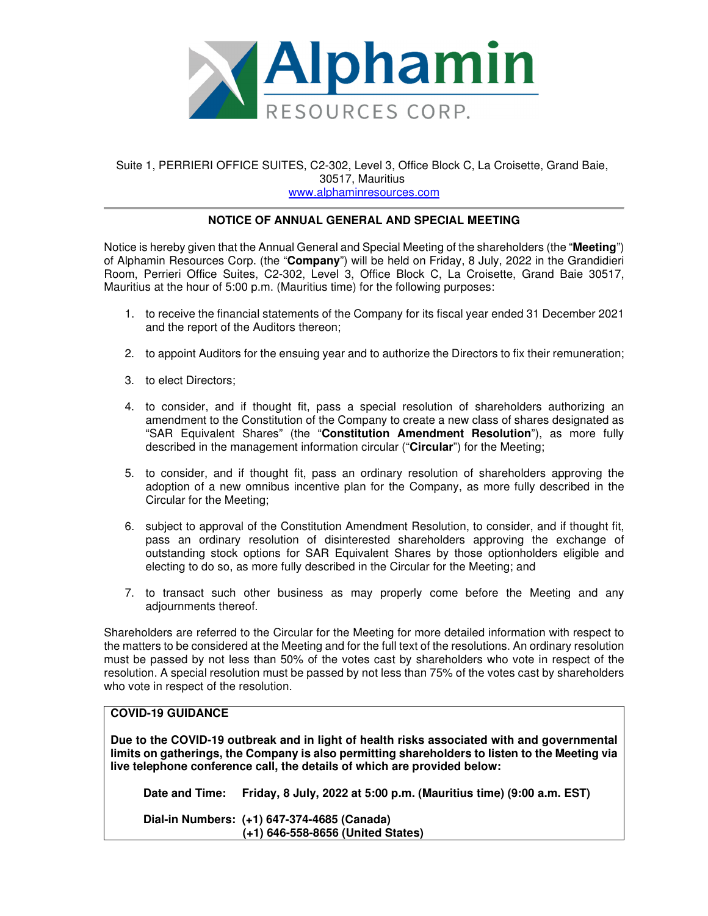Alphamin RESOURCES CORP.

Suite 1, PERRIERI OFFICE SUITES, C2-302, Level 3, Office Block C, La Croisette, Grand Baie, 30517, Mauritius
www.alphaminresources.com

## NOTICE OF ANNUAL GENERAL AND SPECIAL MEETING

Notice is hereby given that the Annual General and Special Meeting of the shareholders (the "**Meeting**") of Alphamin Resources Corp. (the "**Company**") will be held on Friday, 8 July, 2022 in the Grandidieri Room, Perrieri Office Suites, C2-302, Level 3, Office Block C, La Croisette, Grand Baie 30517, Mauritius at the hour of 5:00 p.m. (Mauritius time) for the following purposes:

1. to receive the financial statements of the Company for its fiscal year ended 31 December 2021 and the report of the Auditors thereon;

2. to appoint Auditors for the ensuing year and to authorize the Directors to fix their remuneration;

3. to elect Directors;

4. to consider, and if thought fit, pass a special resolution of shareholders authorizing an amendment to the Constitution of the Company to create a new class of shares designated as "SAR Equivalent Shares" (the "**Constitution Amendment Resolution**"), as more fully described in the management information circular ("**Circular**") for the Meeting;

5. to consider, and if thought fit, pass an ordinary resolution of shareholders approving the adoption of a new omnibus incentive plan for the Company, as more fully described in the Circular for the Meeting;

6. subject to approval of the Constitution Amendment Resolution, to consider, and if thought fit, pass an ordinary resolution of disinterested shareholders approving the exchange of outstanding stock options for SAR Equivalent Shares by those optionholders eligible and electing to do so, as more fully described in the Circular for the Meeting; and

7. to transact such other business as may properly come before the Meeting and any adjournments thereof.

Shareholders are referred to the Circular for the Meeting for more detailed information with respect to the matters to be considered at the Meeting and for the full text of the resolutions. An ordinary resolution must be passed by not less than 50% of the votes cast by shareholders who vote in respect of the resolution. A special resolution must be passed by not less than 75% of the votes cast by shareholders who vote in respect of the resolution.

**COVID-19 GUIDANCE**

**Due to the COVID-19 outbreak and in light of health risks associated with and governmental limits on gatherings, the Company is also permitting shareholders to listen to the Meeting via live telephone conference call, the details of which are provided below:**

**Date and Time:** **Friday, 8 July, 2022 at 5:00 p.m. (Mauritius time) (9:00 a.m. EST)**

**Dial-in Numbers:** **(+1) 647-374-4685 (Canada)**
**(+1) 646-558-8656 (United States)**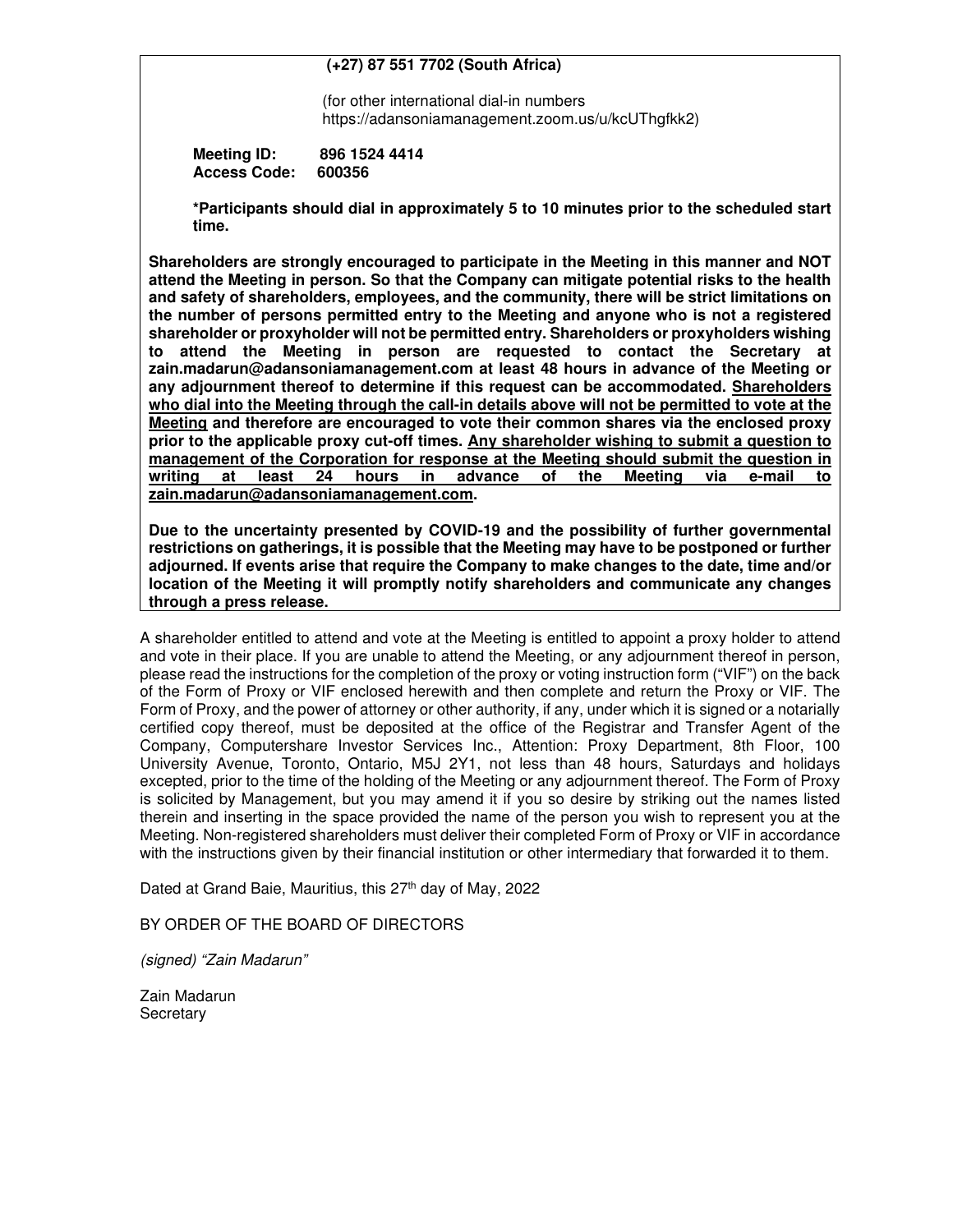**(+27) 87 551 7702 (South Africa)**

(for other international dial-in numbers https://adansoniamanagement.zoom.us/u/kcUThgfkk2)

**Meeting ID: 896 1524 4414**
**Access Code: 600356**

***Participants should dial in approximately 5 to 10 minutes prior to the scheduled start time.**

**Shareholders are strongly encouraged to participate in the Meeting in this manner and NOT attend the Meeting in person. So that the Company can mitigate potential risks to the health and safety of shareholders, employees, and the community, there will be strict limitations on the number of persons permitted entry to the Meeting and anyone who is not a registered shareholder or proxyholder will not be permitted entry. Shareholders or proxyholders wishing to attend the Meeting in person are requested to contact the Secretary at zain.madarun@adansoniamanagement.com at least 48 hours in advance of the Meeting or any adjournment thereof to determine if this request can be accommodated. <u>Shareholders who dial into the Meeting through the call-in details above will not be permitted to vote at the Meeting</u> and therefore are encouraged to vote their common shares via the enclosed proxy prior to the applicable proxy cut-off times. <u>Any shareholder wishing to submit a question to management of the Corporation for response at the Meeting should submit the question in writing at least 24 hours in advance of the Meeting via e-mail to zain.madarun@adansoniamanagement.com</u>.**

**Due to the uncertainty presented by COVID-19 and the possibility of further governmental restrictions on gatherings, it is possible that the Meeting may have to be postponed or further adjourned. If events arise that require the Company to make changes to the date, time and/or location of the Meeting it will promptly notify shareholders and communicate any changes through a press release.**

A shareholder entitled to attend and vote at the Meeting is entitled to appoint a proxy holder to attend and vote in their place. If you are unable to attend the Meeting, or any adjournment thereof in person, please read the instructions for the completion of the proxy or voting instruction form ("VIF") on the back of the Form of Proxy or VIF enclosed herewith and then complete and return the Proxy or VIF. The Form of Proxy, and the power of attorney or other authority, if any, under which it is signed or a notarially certified copy thereof, must be deposited at the office of the Registrar and Transfer Agent of the Company, Computershare Investor Services Inc., Attention: Proxy Department, 8th Floor, 100 University Avenue, Toronto, Ontario, M5J 2Y1, not less than 48 hours, Saturdays and holidays excepted, prior to the time of the holding of the Meeting or any adjournment thereof. The Form of Proxy is solicited by Management, but you may amend it if you so desire by striking out the names listed therein and inserting in the space provided the name of the person you wish to represent you at the Meeting. Non-registered shareholders must deliver their completed Form of Proxy or VIF in accordance with the instructions given by their financial institution or other intermediary that forwarded it to them.

Dated at Grand Baie, Mauritius, this 27th day of May, 2022

BY ORDER OF THE BOARD OF DIRECTORS

*(signed) "Zain Madarun"*

Zain Madarun
Secretary